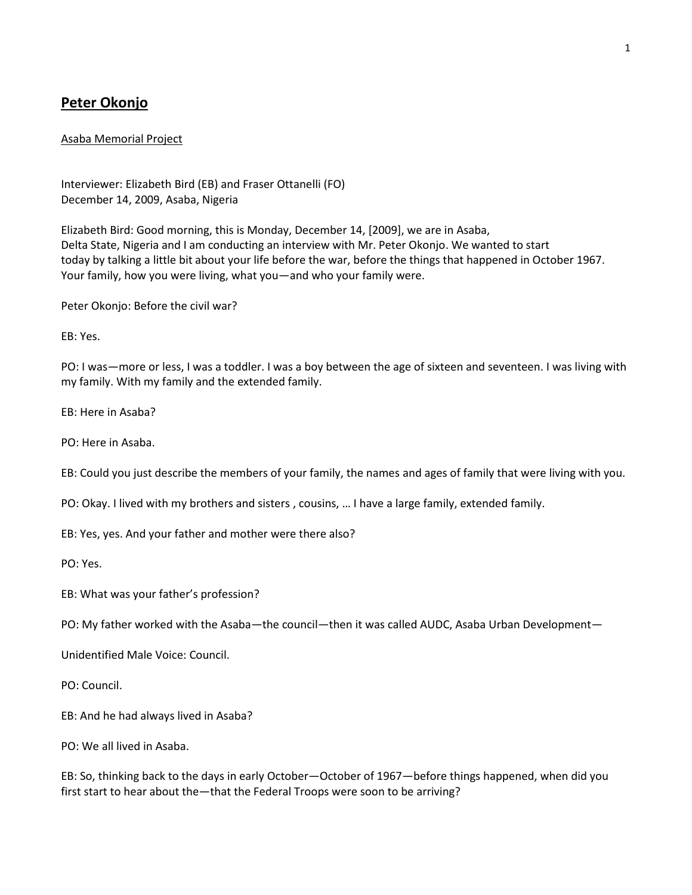# **Peter Okonjo**

Asaba Memorial Project

Interviewer: Elizabeth Bird (EB) and Fraser Ottanelli (FO)
December 14, 2009, Asaba, Nigeria

Elizabeth Bird: Good morning, this is Monday, December 14, [2009], we are in Asaba, Delta State, Nigeria and I am conducting an interview with Mr. Peter Okonjo. We wanted to start today by talking a little bit about your life before the war, before the things that happened in October 1967. Your family, how you were living, what you—and who your family were.

Peter Okonjo: Before the civil war?

EB: Yes.

PO: I was—more or less, I was a toddler. I was a boy between the age of sixteen and seventeen. I was living with my family. With my family and the extended family.

EB: Here in Asaba?

PO: Here in Asaba.

EB: Could you just describe the members of your family, the names and ages of family that were living with you.

PO: Okay. I lived with my brothers and sisters , cousins, … I have a large family, extended family.

EB: Yes, yes. And your father and mother were there also?

PO: Yes.

EB: What was your father's profession?

PO: My father worked with the Asaba—the council—then it was called AUDC, Asaba Urban Development—

Unidentified Male Voice: Council.

PO: Council.

EB: And he had always lived in Asaba?

PO: We all lived in Asaba.

EB: So, thinking back to the days in early October—October of 1967—before things happened, when did you first start to hear about the—that the Federal Troops were soon to be arriving?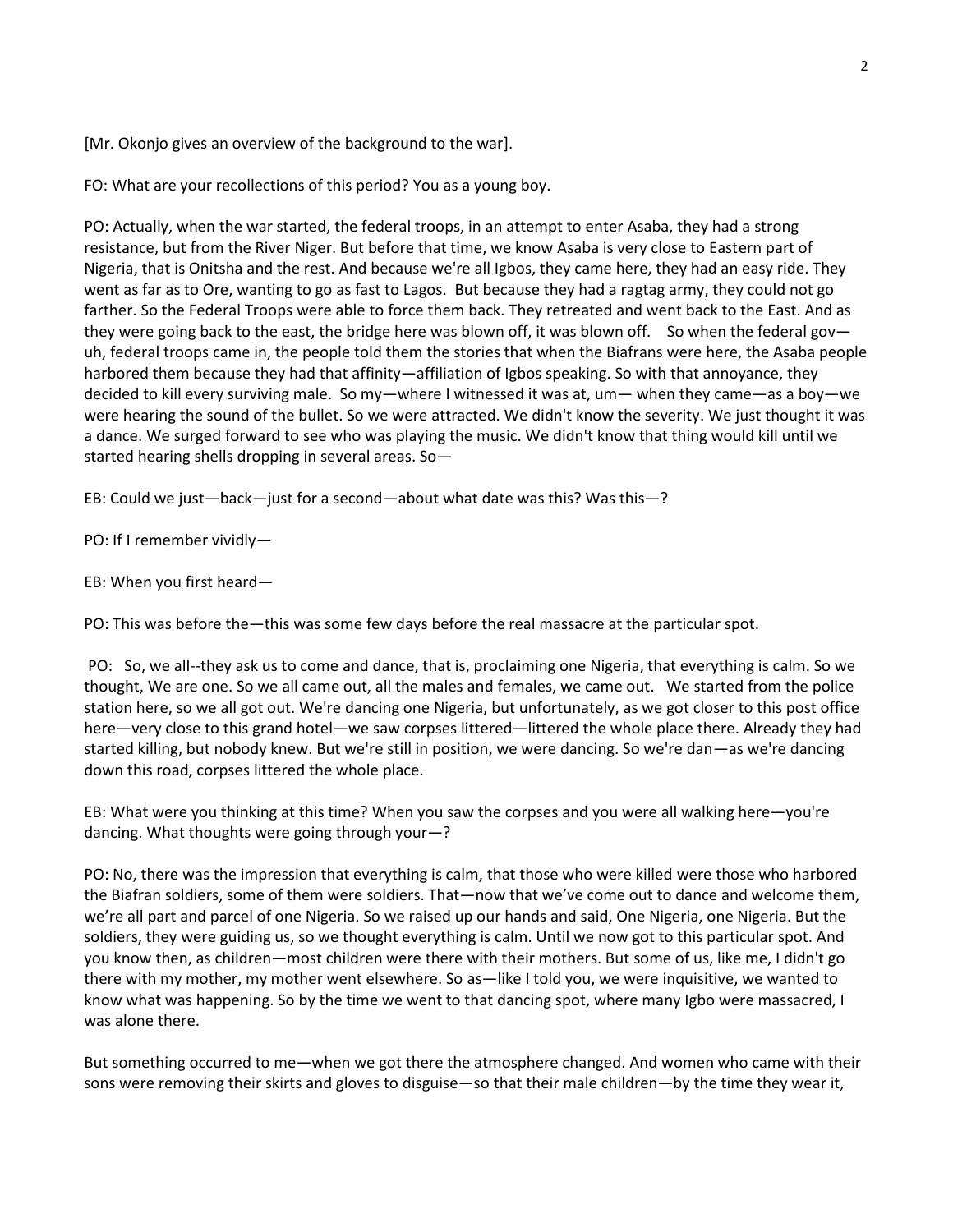[Mr. Okonjo gives an overview of the background to the war].

FO: What are your recollections of this period? You as a young boy.

PO: Actually, when the war started, the federal troops, in an attempt to enter Asaba, they had a strong resistance, but from the River Niger. But before that time, we know Asaba is very close to Eastern part of Nigeria, that is Onitsha and the rest. And because we're all Igbos, they came here, they had an easy ride. They went as far as to Ore, wanting to go as fast to Lagos. But because they had a ragtag army, they could not go farther. So the Federal Troops were able to force them back. They retreated and went back to the East. And as they were going back to the east, the bridge here was blown off, it was blown off. So when the federal gov—uh, federal troops came in, the people told them the stories that when the Biafrans were here, the Asaba people harbored them because they had that affinity—affiliation of Igbos speaking. So with that annoyance, they decided to kill every surviving male. So my—where I witnessed it was at, um— when they came—as a boy—we were hearing the sound of the bullet. So we were attracted. We didn't know the severity. We just thought it was a dance. We surged forward to see who was playing the music. We didn't know that thing would kill until we started hearing shells dropping in several areas. So—

EB: Could we just—back—just for a second—about what date was this? Was this—?

PO: If I remember vividly—

EB: When you first heard—

PO: This was before the—this was some few days before the real massacre at the particular spot.

PO: So, we all--they ask us to come and dance, that is, proclaiming one Nigeria, that everything is calm. So we thought, We are one. So we all came out, all the males and females, we came out. We started from the police station here, so we all got out. We're dancing one Nigeria, but unfortunately, as we got closer to this post office here—very close to this grand hotel—we saw corpses littered—littered the whole place there. Already they had started killing, but nobody knew. But we're still in position, we were dancing. So we're dan—as we're dancing down this road, corpses littered the whole place.

EB: What were you thinking at this time? When you saw the corpses and you were all walking here—you're dancing. What thoughts were going through your—?

PO: No, there was the impression that everything is calm, that those who were killed were those who harbored the Biafran soldiers, some of them were soldiers. That—now that we've come out to dance and welcome them, we're all part and parcel of one Nigeria. So we raised up our hands and said, One Nigeria, one Nigeria. But the soldiers, they were guiding us, so we thought everything is calm. Until we now got to this particular spot. And you know then, as children—most children were there with their mothers. But some of us, like me, I didn't go there with my mother, my mother went elsewhere. So as—like I told you, we were inquisitive, we wanted to know what was happening. So by the time we went to that dancing spot, where many Igbo were massacred, I was alone there.

But something occurred to me—when we got there the atmosphere changed. And women who came with their sons were removing their skirts and gloves to disguise—so that their male children—by the time they wear it,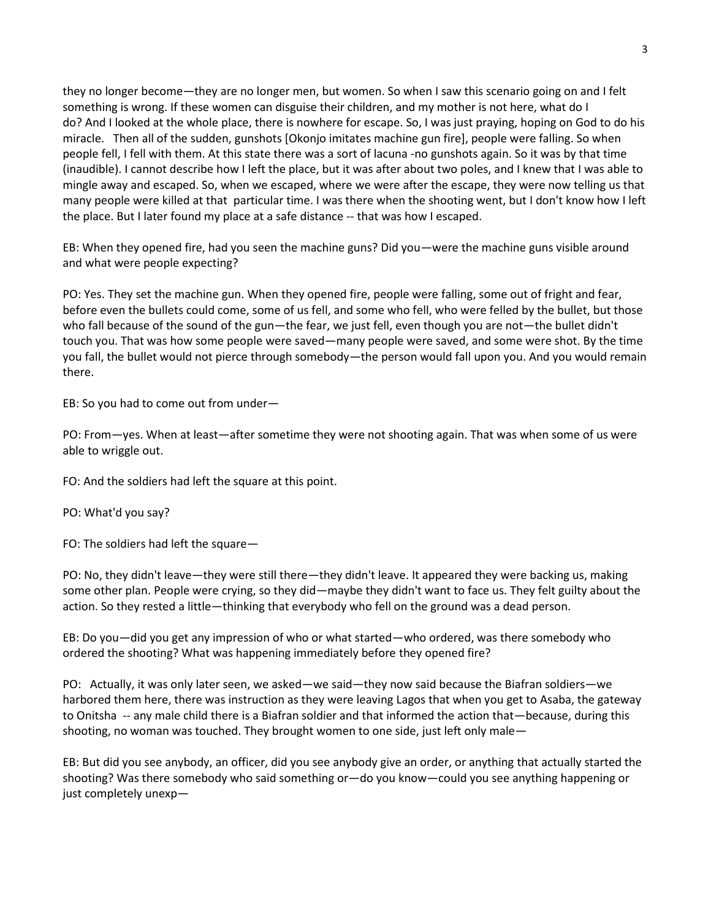they no longer become—they are no longer men, but women. So when I saw this scenario going on and I felt something is wrong. If these women can disguise their children, and my mother is not here, what do I do? And I looked at the whole place, there is nowhere for escape. So, I was just praying, hoping on God to do his miracle.   Then all of the sudden, gunshots [Okonjo imitates machine gun fire], people were falling. So when people fell, I fell with them. At this state there was a sort of lacuna -no gunshots again. So it was by that time (inaudible). I cannot describe how I left the place, but it was after about two poles, and I knew that I was able to mingle away and escaped. So, when we escaped, where we were after the escape, they were now telling us that many people were killed at that  particular time. I was there when the shooting went, but I don't know how I left the place. But I later found my place at a safe distance -- that was how I escaped.

EB: When they opened fire, had you seen the machine guns? Did you—were the machine guns visible around and what were people expecting?

PO: Yes. They set the machine gun. When they opened fire, people were falling, some out of fright and fear, before even the bullets could come, some of us fell, and some who fell, who were felled by the bullet, but those who fall because of the sound of the gun—the fear, we just fell, even though you are not—the bullet didn't touch you. That was how some people were saved—many people were saved, and some were shot. By the time you fall, the bullet would not pierce through somebody—the person would fall upon you. And you would remain there.

EB: So you had to come out from under—

PO: From—yes. When at least—after sometime they were not shooting again. That was when some of us were able to wriggle out.

FO: And the soldiers had left the square at this point.

PO: What'd you say?

FO: The soldiers had left the square—

PO: No, they didn't leave—they were still there—they didn't leave. It appeared they were backing us, making some other plan. People were crying, so they did—maybe they didn't want to face us. They felt guilty about the action. So they rested a little—thinking that everybody who fell on the ground was a dead person.

EB: Do you—did you get any impression of who or what started—who ordered, was there somebody who ordered the shooting? What was happening immediately before they opened fire?

PO:   Actually, it was only later seen, we asked—we said—they now said because the Biafran soldiers—we harbored them here, there was instruction as they were leaving Lagos that when you get to Asaba, the gateway to Onitsha  -- any male child there is a Biafran soldier and that informed the action that—because, during this shooting, no woman was touched. They brought women to one side, just left only male—

EB: But did you see anybody, an officer, did you see anybody give an order, or anything that actually started the shooting? Was there somebody who said something or—do you know—could you see anything happening or just completely unexp—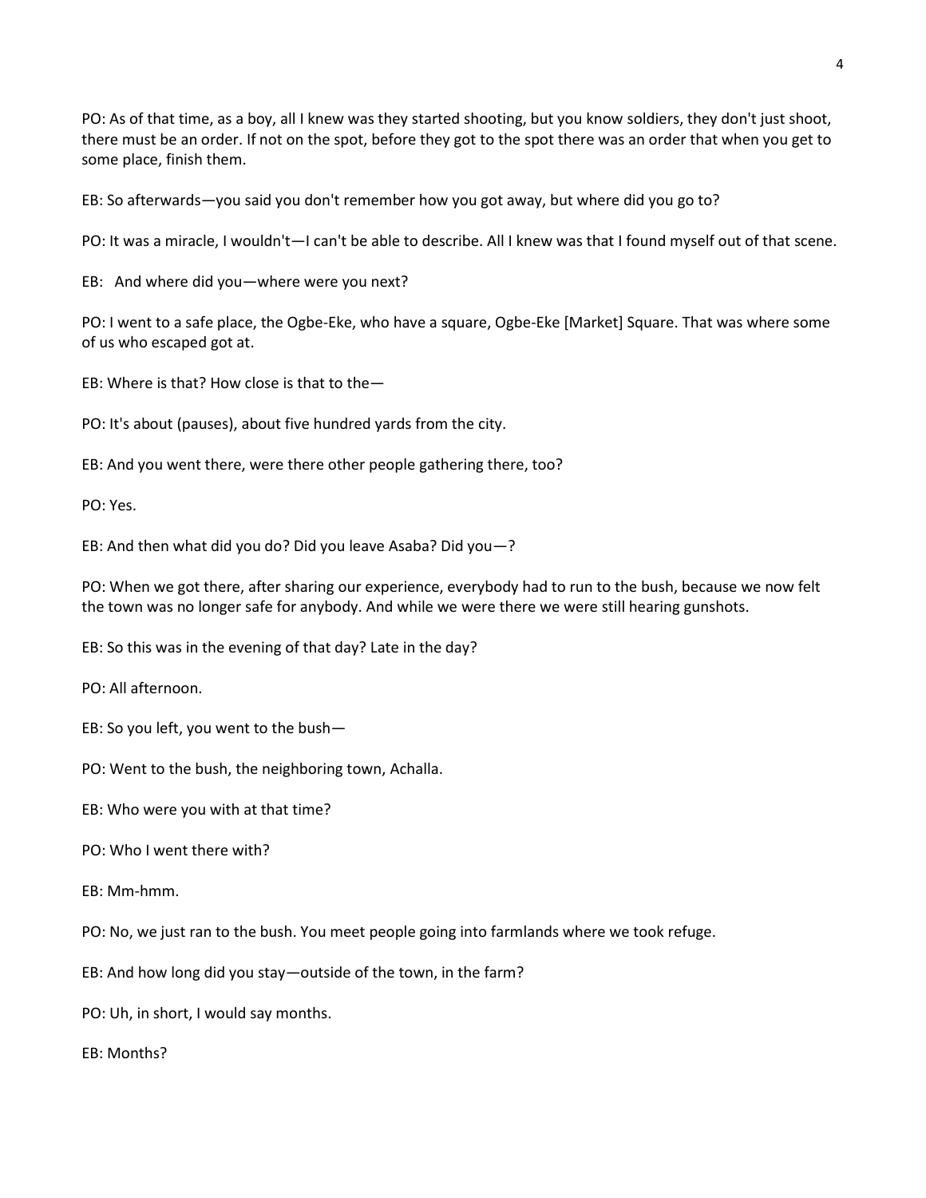PO: As of that time, as a boy, all I knew was they started shooting, but you know soldiers, they don't just shoot, there must be an order. If not on the spot, before they got to the spot there was an order that when you get to some place, finish them.

EB: So afterwards—you said you don't remember how you got away, but where did you go to?

PO: It was a miracle, I wouldn't—I can't be able to describe. All I knew was that I found myself out of that scene.

EB: And where did you—where were you next?

PO: I went to a safe place, the Ogbe-Eke, who have a square, Ogbe-Eke [Market] Square. That was where some of us who escaped got at.

EB: Where is that? How close is that to the—

PO: It's about (pauses), about five hundred yards from the city.

EB: And you went there, were there other people gathering there, too?

PO: Yes.

EB: And then what did you do? Did you leave Asaba? Did you—?

PO: When we got there, after sharing our experience, everybody had to run to the bush, because we now felt the town was no longer safe for anybody. And while we were there we were still hearing gunshots.

EB: So this was in the evening of that day? Late in the day?

PO: All afternoon.

EB: So you left, you went to the bush—

PO: Went to the bush, the neighboring town, Achalla.

EB: Who were you with at that time?

PO: Who I went there with?

EB: Mm-hmm.

PO: No, we just ran to the bush. You meet people going into farmlands where we took refuge.

EB: And how long did you stay—outside of the town, in the farm?

PO: Uh, in short, I would say months.

EB: Months?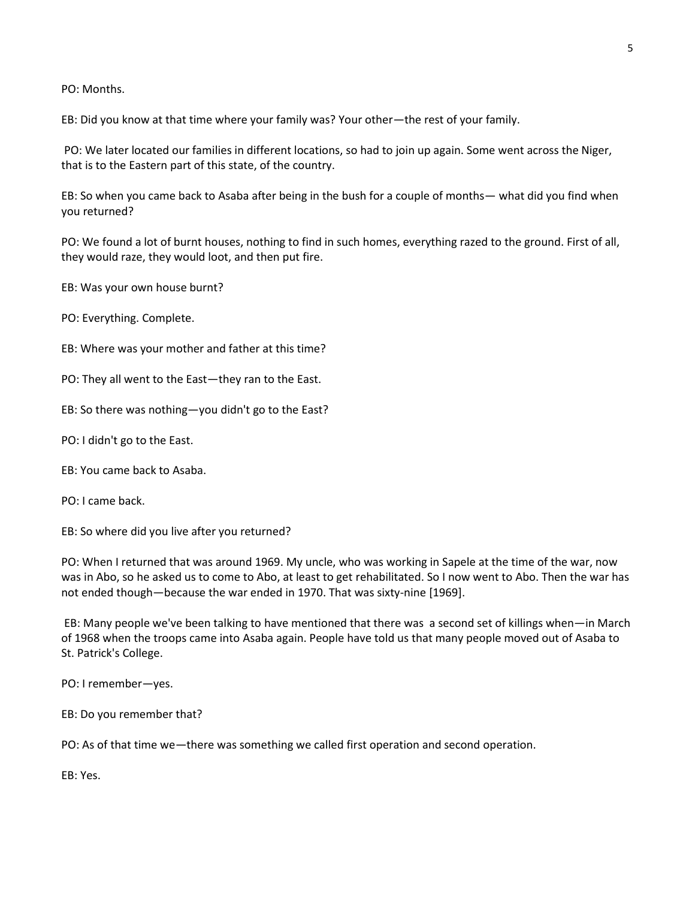PO: Months.

EB: Did you know at that time where your family was? Your other—the rest of your family.

PO: We later located our families in different locations, so had to join up again. Some went across the Niger, that is to the Eastern part of this state, of the country.

EB: So when you came back to Asaba after being in the bush for a couple of months— what did you find when you returned?

PO: We found a lot of burnt houses, nothing to find in such homes, everything razed to the ground. First of all, they would raze, they would loot, and then put fire.

EB: Was your own house burnt?

PO: Everything. Complete.

EB: Where was your mother and father at this time?

PO: They all went to the East—they ran to the East.

EB: So there was nothing—you didn't go to the East?

PO: I didn't go to the East.

EB: You came back to Asaba.

PO: I came back.

EB: So where did you live after you returned?

PO: When I returned that was around 1969. My uncle, who was working in Sapele at the time of the war, now was in Abo, so he asked us to come to Abo, at least to get rehabilitated. So I now went to Abo. Then the war has not ended though—because the war ended in 1970. That was sixty-nine [1969].

EB: Many people we've been talking to have mentioned that there was a second set of killings when—in March of 1968 when the troops came into Asaba again. People have told us that many people moved out of Asaba to St. Patrick's College.

PO: I remember—yes.

EB: Do you remember that?

PO: As of that time we—there was something we called first operation and second operation.

EB: Yes.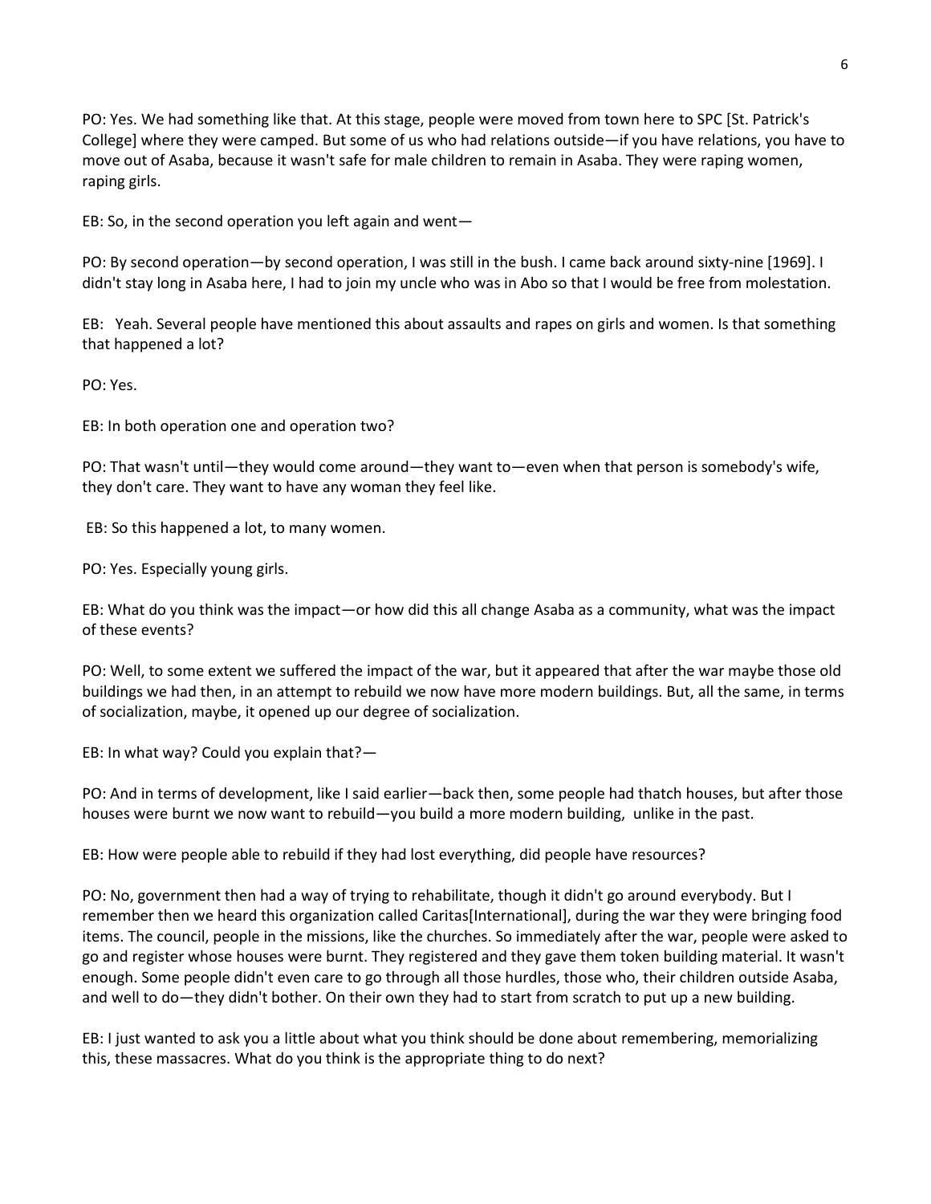PO: Yes. We had something like that. At this stage, people were moved from town here to SPC [St. Patrick's College] where they were camped. But some of us who had relations outside—if you have relations, you have to move out of Asaba, because it wasn't safe for male children to remain in Asaba. They were raping women, raping girls.

EB: So, in the second operation you left again and went—

PO: By second operation—by second operation, I was still in the bush. I came back around sixty-nine [1969]. I didn't stay long in Asaba here, I had to join my uncle who was in Abo so that I would be free from molestation.

EB: Yeah. Several people have mentioned this about assaults and rapes on girls and women. Is that something that happened a lot?

PO: Yes.

EB: In both operation one and operation two?

PO: That wasn't until—they would come around—they want to—even when that person is somebody's wife, they don't care. They want to have any woman they feel like.

EB: So this happened a lot, to many women.

PO: Yes. Especially young girls.

EB: What do you think was the impact—or how did this all change Asaba as a community, what was the impact of these events?

PO: Well, to some extent we suffered the impact of the war, but it appeared that after the war maybe those old buildings we had then, in an attempt to rebuild we now have more modern buildings. But, all the same, in terms of socialization, maybe, it opened up our degree of socialization.

EB: In what way? Could you explain that?—

PO: And in terms of development, like I said earlier—back then, some people had thatch houses, but after those houses were burnt we now want to rebuild—you build a more modern building, unlike in the past.

EB: How were people able to rebuild if they had lost everything, did people have resources?

PO: No, government then had a way of trying to rehabilitate, though it didn't go around everybody. But I remember then we heard this organization called Caritas[International], during the war they were bringing food items. The council, people in the missions, like the churches. So immediately after the war, people were asked to go and register whose houses were burnt. They registered and they gave them token building material. It wasn't enough. Some people didn't even care to go through all those hurdles, those who, their children outside Asaba, and well to do—they didn't bother. On their own they had to start from scratch to put up a new building.

EB: I just wanted to ask you a little about what you think should be done about remembering, memorializing this, these massacres. What do you think is the appropriate thing to do next?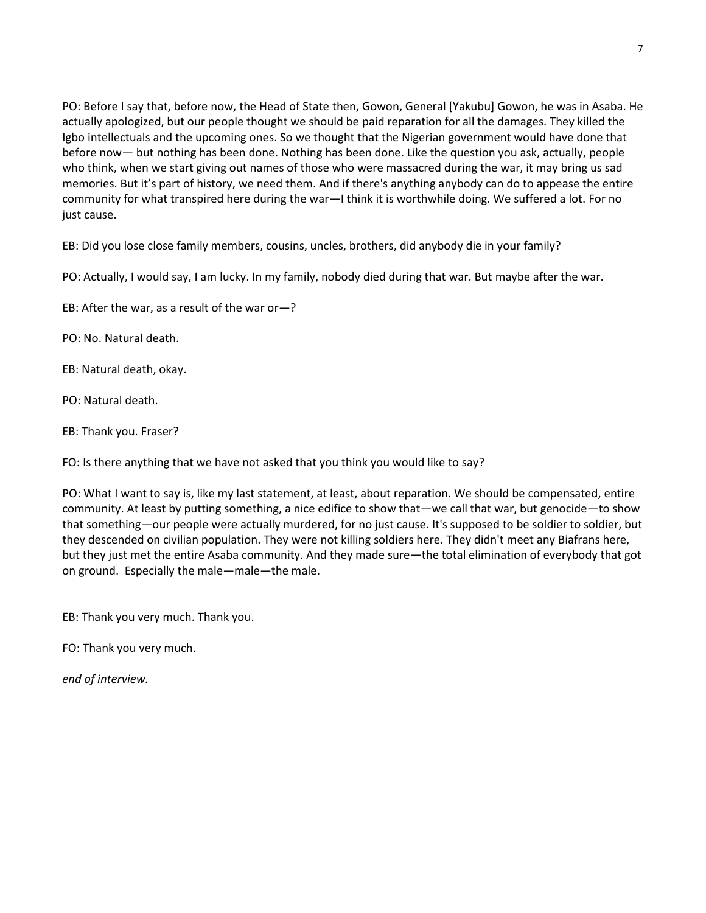PO: Before I say that, before now, the Head of State then, Gowon, General [Yakubu] Gowon, he was in Asaba. He actually apologized, but our people thought we should be paid reparation for all the damages. They killed the Igbo intellectuals and the upcoming ones. So we thought that the Nigerian government would have done that before now— but nothing has been done. Nothing has been done. Like the question you ask, actually, people who think, when we start giving out names of those who were massacred during the war, it may bring us sad memories. But it's part of history, we need them. And if there's anything anybody can do to appease the entire community for what transpired here during the war—I think it is worthwhile doing. We suffered a lot. For no just cause.

EB: Did you lose close family members, cousins, uncles, brothers, did anybody die in your family?

PO: Actually, I would say, I am lucky. In my family, nobody died during that war. But maybe after the war.

EB: After the war, as a result of the war or—?

PO: No. Natural death.

EB: Natural death, okay.

PO: Natural death.

EB: Thank you. Fraser?

FO: Is there anything that we have not asked that you think you would like to say?

PO: What I want to say is, like my last statement, at least, about reparation. We should be compensated, entire community. At least by putting something, a nice edifice to show that—we call that war, but genocide—to show that something—our people were actually murdered, for no just cause. It's supposed to be soldier to soldier, but they descended on civilian population. They were not killing soldiers here. They didn't meet any Biafrans here, but they just met the entire Asaba community. And they made sure—the total elimination of everybody that got on ground. Especially the male—male—the male.

EB: Thank you very much. Thank you.

FO: Thank you very much.

*end of interview.*